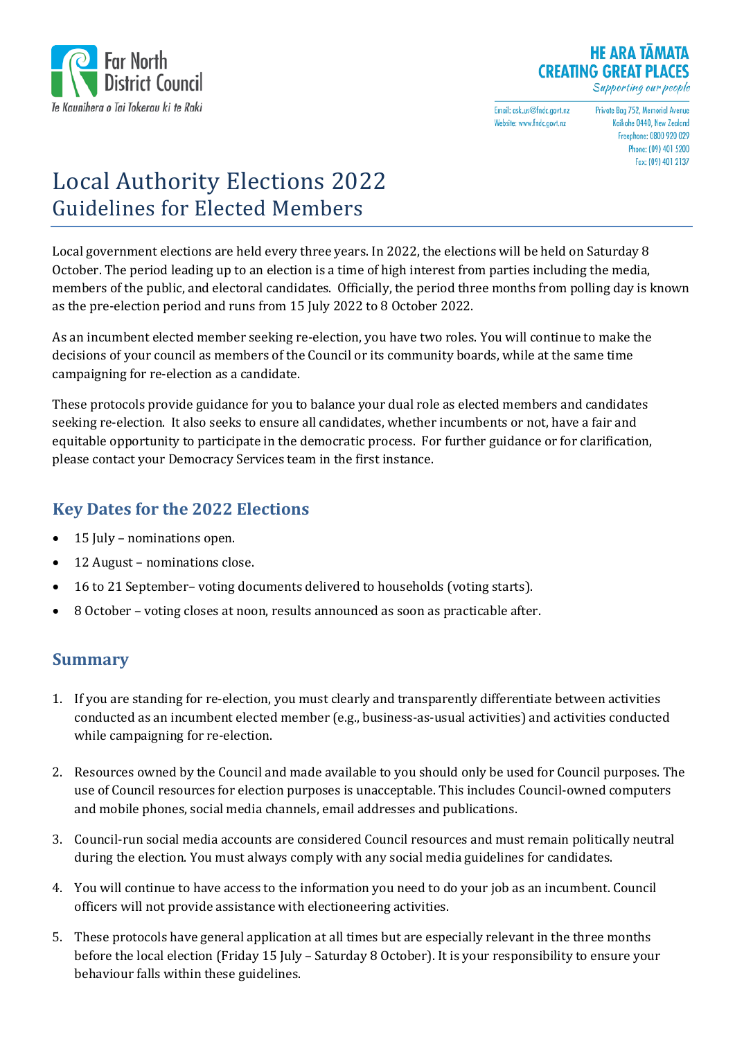Far North District Council
Te Kaunihera o Tai Tokerau ki te Raki

HE ARA TĀMATA
CREATING GREAT PLACES
*Supporting our people*

Email: ask.us@fndc.govt.nz
Website: www.fndc.govt.nz

Private Bag 752, Memorial Avenue
Kaikohe 0440, New Zealand
Freephone: 0800 920 029
Phone: (09) 401 5200
Fax: (09) 401 2137

# Local Authority Elections 2022
## Guidelines for Elected Members

Local government elections are held every three years. In 2022, the elections will be held on Saturday 8 October. The period leading up to an election is a time of high interest from parties including the media, members of the public, and electoral candidates. Officially, the period three months from polling day is known as the pre-election period and runs from 15 July 2022 to 8 October 2022.

As an incumbent elected member seeking re-election, you have two roles. You will continue to make the decisions of your council as members of the Council or its community boards, while at the same time campaigning for re-election as a candidate.

These protocols provide guidance for you to balance your dual role as elected members and candidates seeking re-election. It also seeks to ensure all candidates, whether incumbents or not, have a fair and equitable opportunity to participate in the democratic process. For further guidance or for clarification, please contact your Democracy Services team in the first instance.

### Key Dates for the 2022 Elections

- 15 July – nominations open.
- 12 August – nominations close.
- 16 to 21 September– voting documents delivered to households (voting starts).
- 8 October – voting closes at noon, results announced as soon as practicable after.

### Summary

1. If you are standing for re-election, you must clearly and transparently differentiate between activities conducted as an incumbent elected member (e.g., business-as-usual activities) and activities conducted while campaigning for re-election.

2. Resources owned by the Council and made available to you should only be used for Council purposes. The use of Council resources for election purposes is unacceptable. This includes Council-owned computers and mobile phones, social media channels, email addresses and publications.

3. Council-run social media accounts are considered Council resources and must remain politically neutral during the election. You must always comply with any social media guidelines for candidates.

4. You will continue to have access to the information you need to do your job as an incumbent. Council officers will not provide assistance with electioneering activities.

5. These protocols have general application at all times but are especially relevant in the three months before the local election (Friday 15 July – Saturday 8 October). It is your responsibility to ensure your behaviour falls within these guidelines.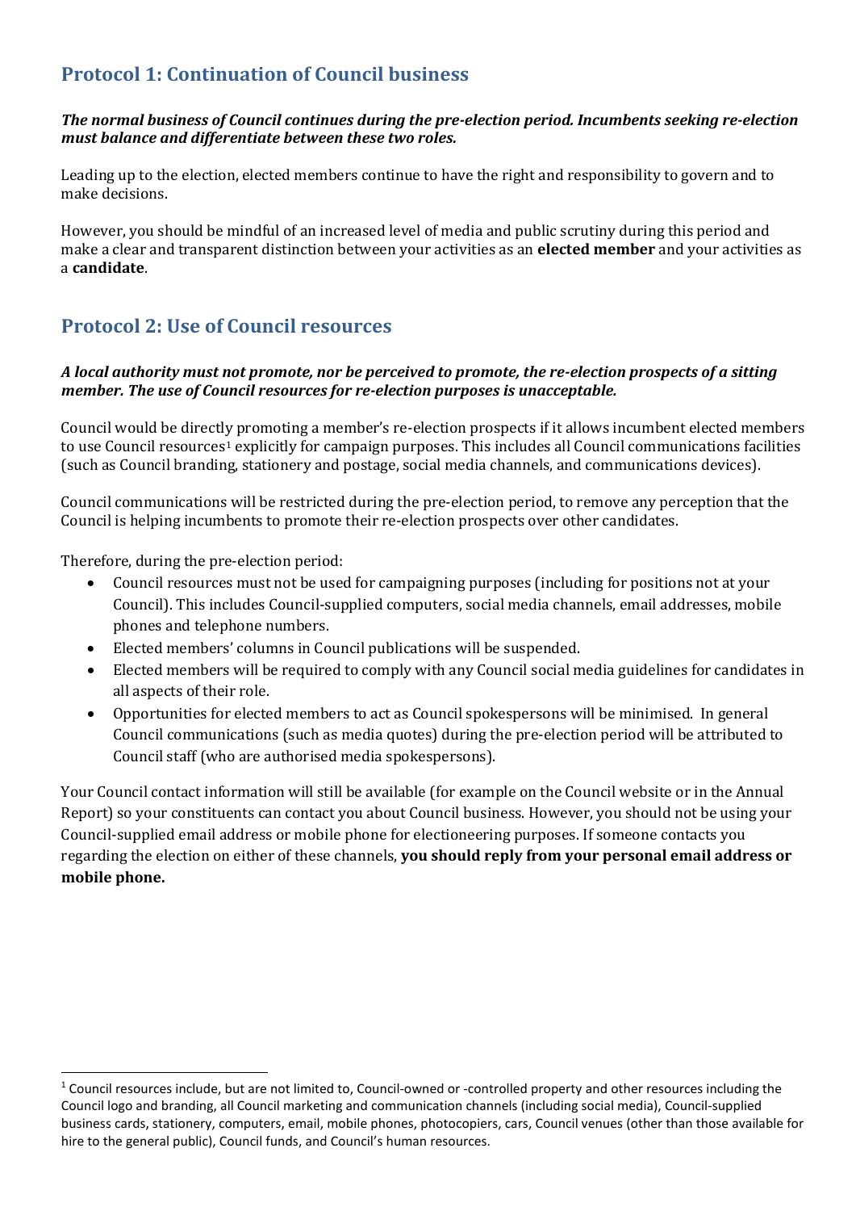## Protocol 1: Continuation of Council business

***The normal business of Council continues during the pre-election period. Incumbents seeking re-election must balance and differentiate between these two roles.***

Leading up to the election, elected members continue to have the right and responsibility to govern and to make decisions.

However, you should be mindful of an increased level of media and public scrutiny during this period and make a clear and transparent distinction between your activities as an **elected member** and your activities as a **candidate**.

## Protocol 2: Use of Council resources

***A local authority must not promote, nor be perceived to promote, the re-election prospects of a sitting member. The use of Council resources for re-election purposes is unacceptable.***

Council would be directly promoting a member's re-election prospects if it allows incumbent elected members to use Council resources[1] explicitly for campaign purposes. This includes all Council communications facilities (such as Council branding, stationery and postage, social media channels, and communications devices).

Council communications will be restricted during the pre-election period, to remove any perception that the Council is helping incumbents to promote their re-election prospects over other candidates.

Therefore, during the pre-election period:

- Council resources must not be used for campaigning purposes (including for positions not at your Council). This includes Council-supplied computers, social media channels, email addresses, mobile phones and telephone numbers.
- Elected members' columns in Council publications will be suspended.
- Elected members will be required to comply with any Council social media guidelines for candidates in all aspects of their role.
- Opportunities for elected members to act as Council spokespersons will be minimised. In general Council communications (such as media quotes) during the pre-election period will be attributed to Council staff (who are authorised media spokespersons).

Your Council contact information will still be available (for example on the Council website or in the Annual Report) so your constituents can contact you about Council business. However, you should not be using your Council-supplied email address or mobile phone for electioneering purposes. If someone contacts you regarding the election on either of these channels, **you should reply from your personal email address or mobile phone.**

---

[1] Council resources include, but are not limited to, Council-owned or -controlled property and other resources including the Council logo and branding, all Council marketing and communication channels (including social media), Council-supplied business cards, stationery, computers, email, mobile phones, photocopiers, cars, Council venues (other than those available for hire to the general public), Council funds, and Council's human resources.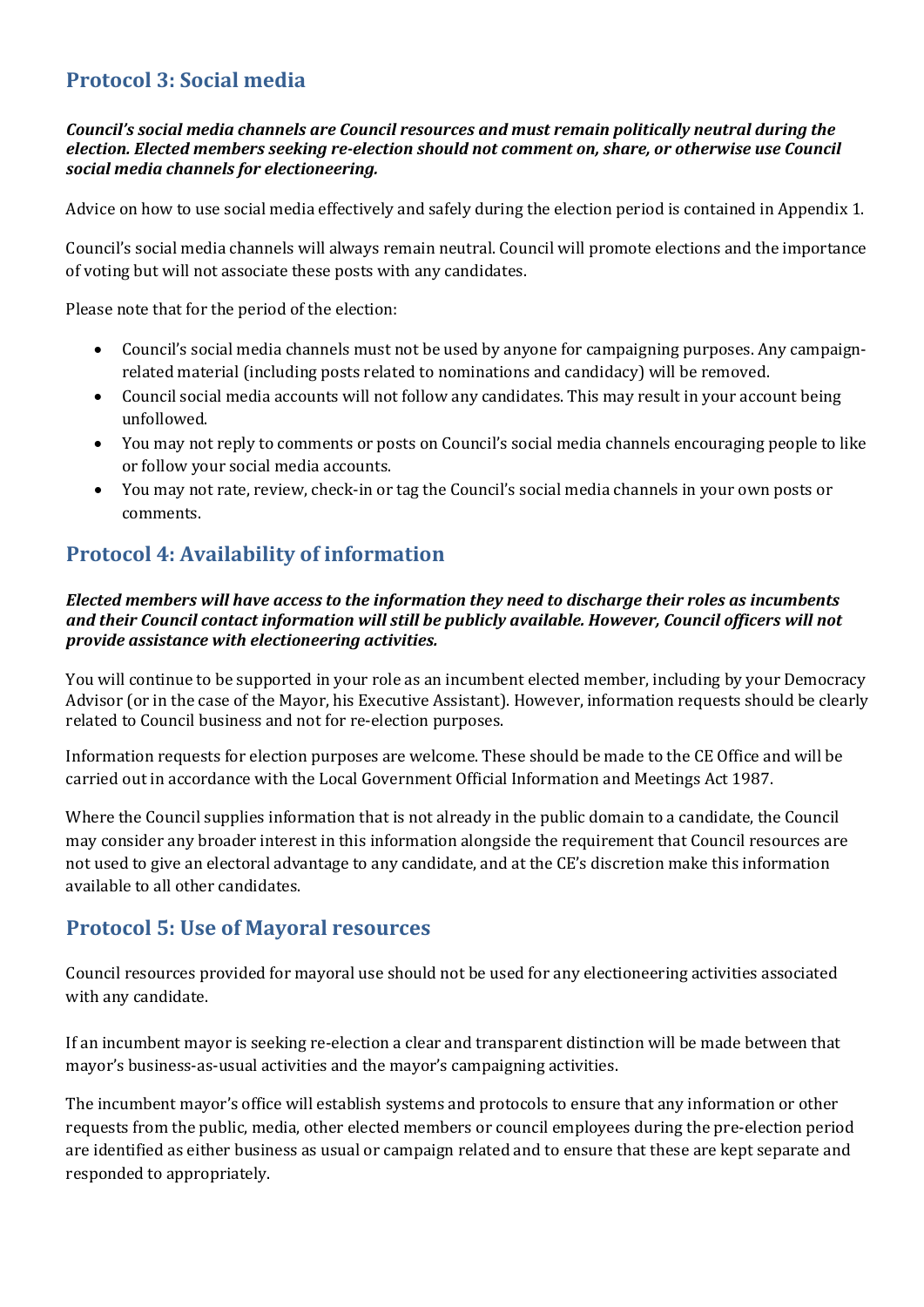## Protocol 3: Social media

***Council's social media channels are Council resources and must remain politically neutral during the election. Elected members seeking re-election should not comment on, share, or otherwise use Council social media channels for electioneering.***

Advice on how to use social media effectively and safely during the election period is contained in Appendix 1.

Council's social media channels will always remain neutral. Council will promote elections and the importance of voting but will not associate these posts with any candidates.

Please note that for the period of the election:

- Council's social media channels must not be used by anyone for campaigning purposes. Any campaign-related material (including posts related to nominations and candidacy) will be removed.
- Council social media accounts will not follow any candidates. This may result in your account being unfollowed.
- You may not reply to comments or posts on Council's social media channels encouraging people to like or follow your social media accounts.
- You may not rate, review, check-in or tag the Council's social media channels in your own posts or comments.

## Protocol 4: Availability of information

***Elected members will have access to the information they need to discharge their roles as incumbents and their Council contact information will still be publicly available. However, Council officers will not provide assistance with electioneering activities.***

You will continue to be supported in your role as an incumbent elected member, including by your Democracy Advisor (or in the case of the Mayor, his Executive Assistant). However, information requests should be clearly related to Council business and not for re-election purposes.

Information requests for election purposes are welcome. These should be made to the CE Office and will be carried out in accordance with the Local Government Official Information and Meetings Act 1987.

Where the Council supplies information that is not already in the public domain to a candidate, the Council may consider any broader interest in this information alongside the requirement that Council resources are not used to give an electoral advantage to any candidate, and at the CE's discretion make this information available to all other candidates.

## Protocol 5: Use of Mayoral resources

Council resources provided for mayoral use should not be used for any electioneering activities associated with any candidate.

If an incumbent mayor is seeking re-election a clear and transparent distinction will be made between that mayor's business-as-usual activities and the mayor's campaigning activities.

The incumbent mayor's office will establish systems and protocols to ensure that any information or other requests from the public, media, other elected members or council employees during the pre-election period are identified as either business as usual or campaign related and to ensure that these are kept separate and responded to appropriately.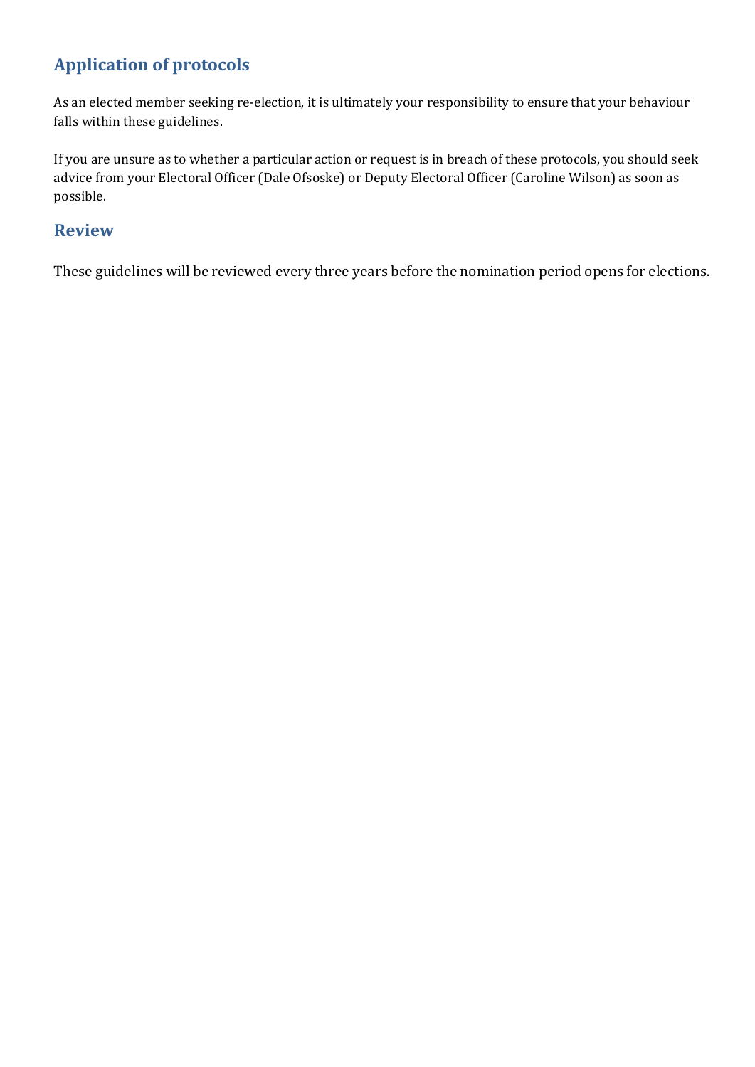## Application of protocols

As an elected member seeking re-election, it is ultimately your responsibility to ensure that your behaviour falls within these guidelines.

If you are unsure as to whether a particular action or request is in breach of these protocols, you should seek advice from your Electoral Officer (Dale Ofsoske) or Deputy Electoral Officer (Caroline Wilson) as soon as possible.

## Review

These guidelines will be reviewed every three years before the nomination period opens for elections.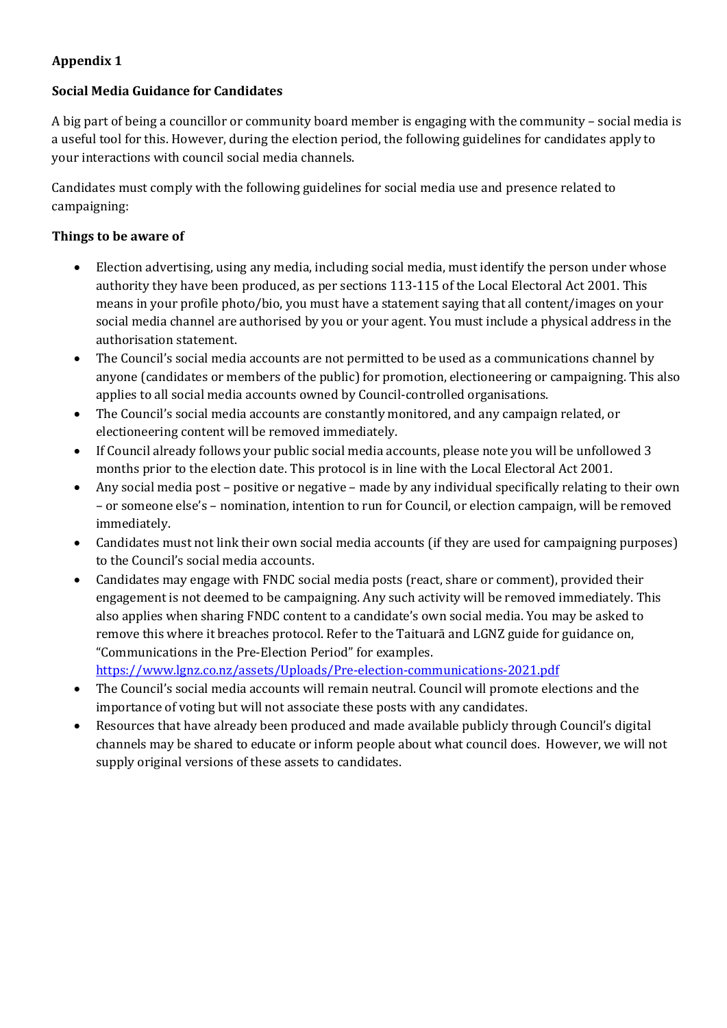**Appendix 1**

**Social Media Guidance for Candidates**

A big part of being a councillor or community board member is engaging with the community – social media is a useful tool for this. However, during the election period, the following guidelines for candidates apply to your interactions with council social media channels.

Candidates must comply with the following guidelines for social media use and presence related to campaigning:

**Things to be aware of**

- Election advertising, using any media, including social media, must identify the person under whose authority they have been produced, as per sections 113-115 of the Local Electoral Act 2001. This means in your profile photo/bio, you must have a statement saying that all content/images on your social media channel are authorised by you or your agent. You must include a physical address in the authorisation statement.
- The Council's social media accounts are not permitted to be used as a communications channel by anyone (candidates or members of the public) for promotion, electioneering or campaigning. This also applies to all social media accounts owned by Council-controlled organisations.
- The Council's social media accounts are constantly monitored, and any campaign related, or electioneering content will be removed immediately.
- If Council already follows your public social media accounts, please note you will be unfollowed 3 months prior to the election date. This protocol is in line with the Local Electoral Act 2001.
- Any social media post – positive or negative – made by any individual specifically relating to their own – or someone else's – nomination, intention to run for Council, or election campaign, will be removed immediately.
- Candidates must not link their own social media accounts (if they are used for campaigning purposes) to the Council's social media accounts.
- Candidates may engage with FNDC social media posts (react, share or comment), provided their engagement is not deemed to be campaigning. Any such activity will be removed immediately. This also applies when sharing FNDC content to a candidate's own social media. You may be asked to remove this where it breaches protocol. Refer to the Taituarā and LGNZ guide for guidance on, "Communications in the Pre-Election Period" for examples. https://www.lgnz.co.nz/assets/Uploads/Pre-election-communications-2021.pdf
- The Council's social media accounts will remain neutral. Council will promote elections and the importance of voting but will not associate these posts with any candidates.
- Resources that have already been produced and made available publicly through Council's digital channels may be shared to educate or inform people about what council does. However, we will not supply original versions of these assets to candidates.